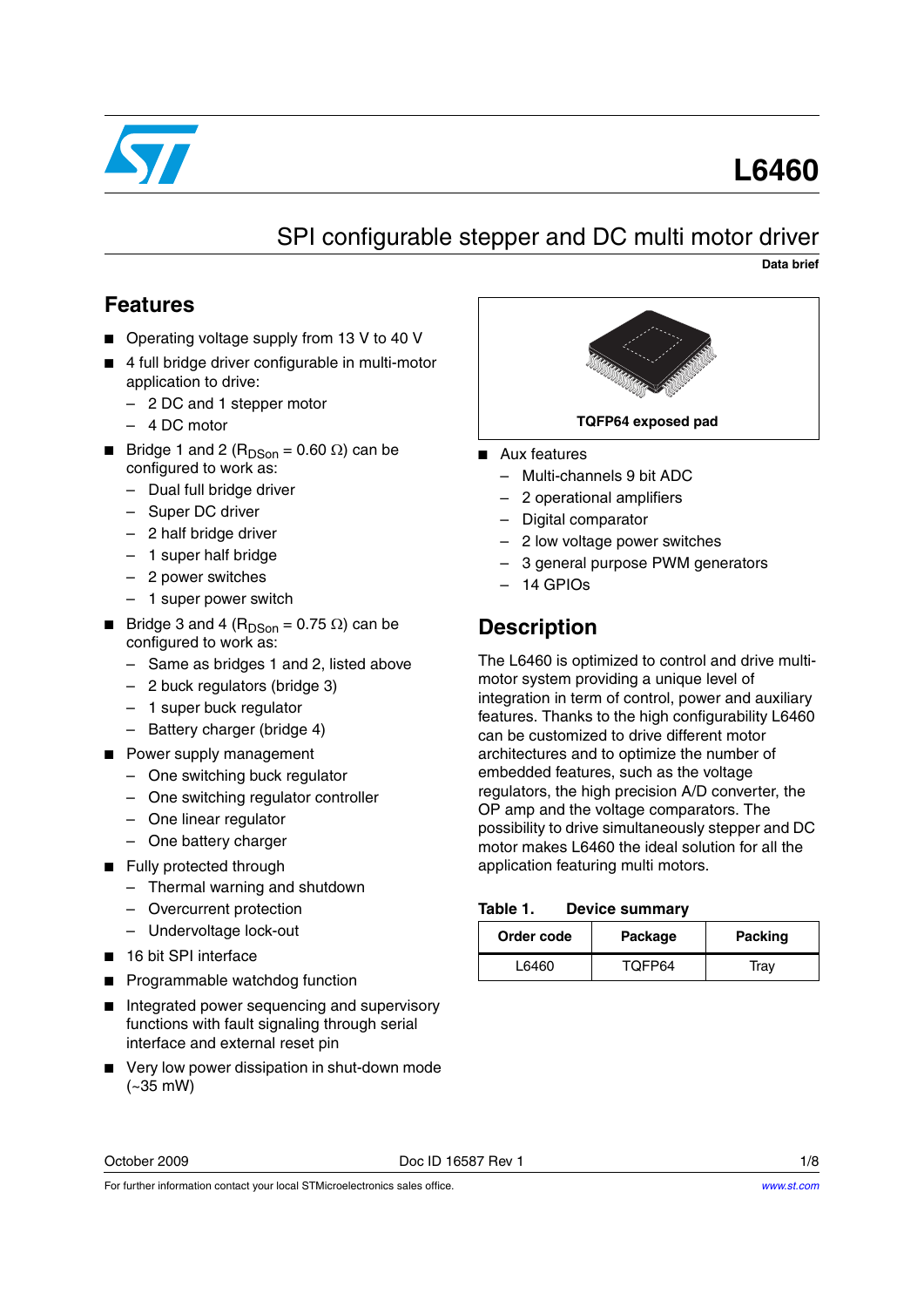# L6460

## SPI configurable stepper and DC multi motor driver

**Data brief**

## Features

- Operating voltage supply from 13 V to 40 V
- 4 full bridge driver configurable in multi-motor application to drive:
  - 2 DC and 1 stepper motor
  - 4 DC motor
- Bridge 1 and 2 ($R_{DSon}$ = 0.60 Ω) can be configured to work as:
  - Dual full bridge driver
  - Super DC driver
  - 2 half bridge driver
  - 1 super half bridge
  - 2 power switches
  - 1 super power switch
- Bridge 3 and 4 ($R_{DSon}$ = 0.75 Ω) can be configured to work as:
  - Same as bridges 1 and 2, listed above
  - 2 buck regulators (bridge 3)
  - 1 super buck regulator
  - Battery charger (bridge 4)
- Power supply management
  - One switching buck regulator
  - One switching regulator controller
  - One linear regulator
  - One battery charger
- Fully protected through
  - Thermal warning and shutdown
  - Overcurrent protection
  - Undervoltage lock-out
- 16 bit SPI interface
- Programmable watchdog function
- Integrated power sequencing and supervisory functions with fault signaling through serial interface and external reset pin
- Very low power dissipation in shut-down mode (~35 mW)

**TQFP64 exposed pad**

- Aux features
  - Multi-channels 9 bit ADC
  - 2 operational amplifiers
  - Digital comparator
  - 2 low voltage power switches
  - 3 general purpose PWM generators
  - 14 GPIOs

## Description

The L6460 is optimized to control and drive multi-motor system providing a unique level of integration in term of control, power and auxiliary features. Thanks to the high configurability L6460 can be customized to drive different motor architectures and to optimize the number of embedded features, such as the voltage regulators, the high precision A/D converter, the OP amp and the voltage comparators. The possibility to drive simultaneously stepper and DC motor makes L6460 the ideal solution for all the application featuring multi motors.

**Table 1. Device summary**

| Order code | Package | Packing |
|---|---|---|
| L6460 | TQFP64 | Tray |

October 2009 Doc ID 16587 Rev 1

For further information contact your local STMicroelectronics sales office.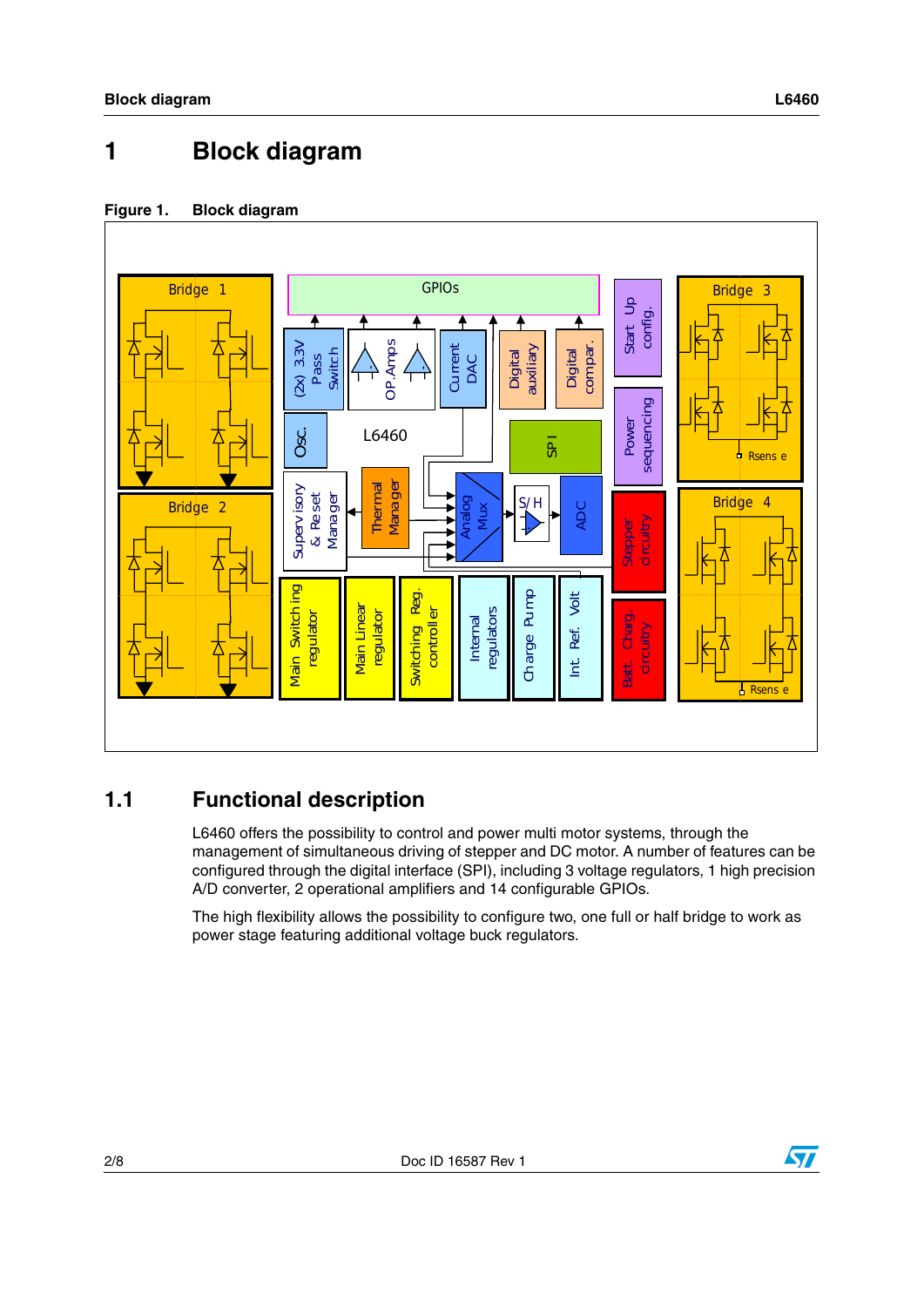# 1 Block diagram

Figure 1. Block diagram

## 1.1 Functional description

L6460 offers the possibility to control and power multi motor systems, through the management of simultaneous driving of stepper and DC motor. A number of features can be configured through the digital interface (SPI), including 3 voltage regulators, 1 high precision A/D converter, 2 operational amplifiers and 14 configurable GPIOs.

The high flexibility allows the possibility to configure two, one full or half bridge to work as power stage featuring additional voltage buck regulators.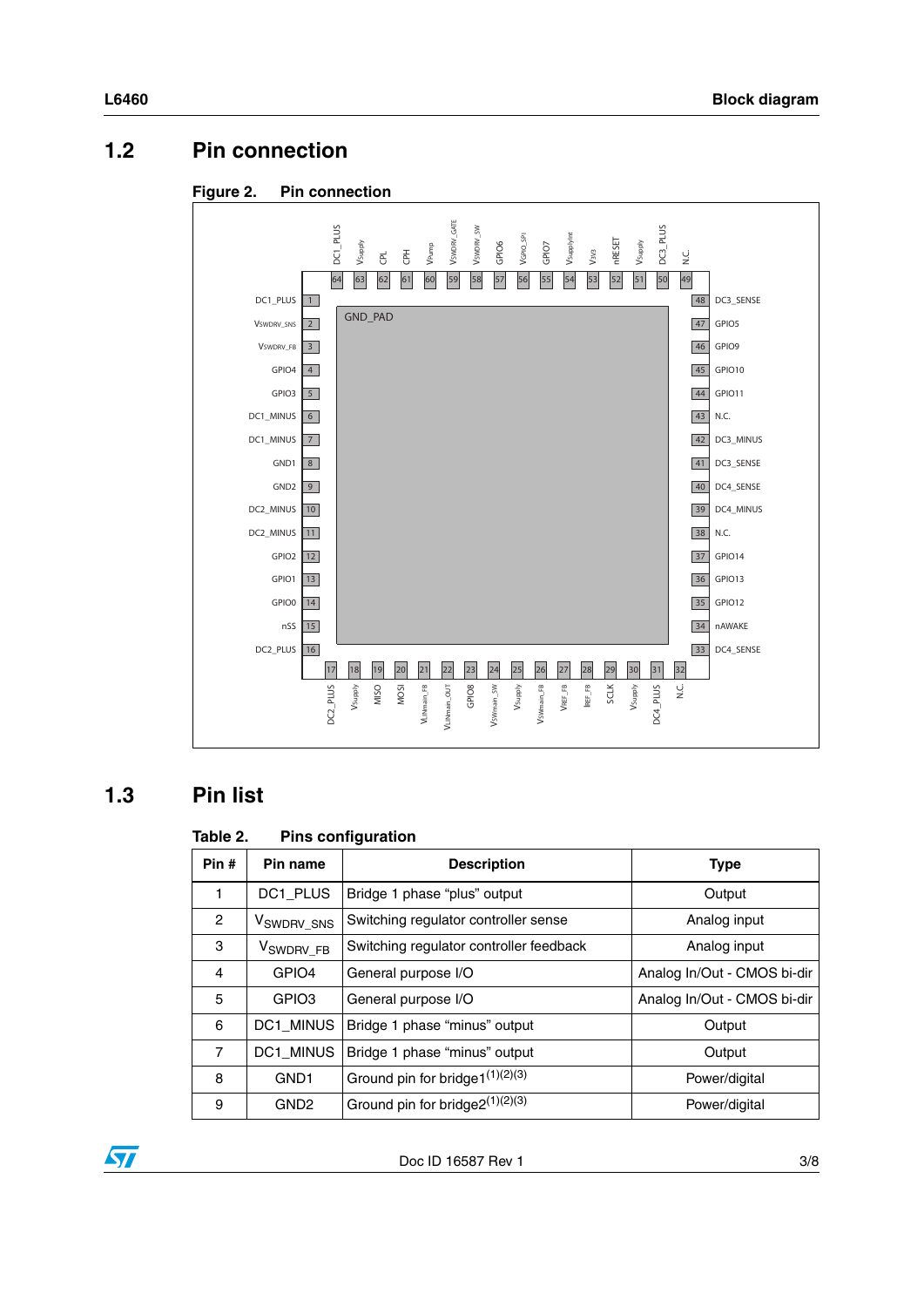## 1.2 Pin connection

**Figure 2. Pin connection**

Top side (pins 64 to 49): DC1_PLUS (64), $V_{Supply}$ (63), CPL (62), CPH (61), $V_{Pump}$ (60), $V_{SWDRV\_GATE}$ (59), $V_{SWDRV\_SW}$ (58), GPIO6 (57), $V_{GPIO\_SPI}$ (56), GPIO7 (55), $V_{Supplyint}$ (54), $V_{3V3}$ (53), nRESET (52), $V_{Supply}$ (51), DC3_PLUS (50), N.C. (49)

Left side (pins 1 to 16): DC1_PLUS (1), $V_{SWDRV\_SNS}$ (2), $V_{SWDRV\_FB}$ (3), GPIO4 (4), GPIO3 (5), DC1_MINUS (6), DC1_MINUS (7), GND1 (8), GND2 (9), DC2_MINUS (10), DC2_MINUS (11), GPIO2 (12), GPIO1 (13), GPIO0 (14), nSS (15), DC2_PLUS (16)

Center: GND_PAD

Right side (pins 48 to 33): DC3_SENSE (48), GPIO5 (47), GPIO9 (46), GPIO10 (45), GPIO11 (44), N.C. (43), DC3_MINUS (42), DC3_SENSE (41), DC4_SENSE (40), DC4_MINUS (39), N.C. (38), GPIO14 (37), GPIO13 (36), GPIO12 (35), nAWAKE (34), DC4_SENSE (33)

Bottom side (pins 17 to 32): DC2_PLUS (17), $V_{Supply}$ (18), MISO (19), MOSI (20), $V_{LINmain\_FB}$ (21), $V_{LINmain\_OUT}$ (22), GPIO8 (23), $V_{SWmain\_SW}$ (24), $V_{Supply}$ (25), $V_{SWmain\_FB}$ (26), $V_{REF\_FB}$ (27), $I_{REF\_FB}$ (28), SCLK (29), $V_{Supply}$ (30), DC4_PLUS (31), N.C. (32)

## 1.3 Pin list

**Table 2. Pins configuration**

| Pin # | Pin name | Description | Type |
|---|---|---|---|
| 1 | DC1_PLUS | Bridge 1 phase “plus” output | Output |
| 2 | $V_{SWDRV\_SNS}$ | Switching regulator controller sense | Analog input |
| 3 | $V_{SWDRV\_FB}$ | Switching regulator controller feedback | Analog input |
| 4 | GPIO4 | General purpose I/O | Analog In/Out - CMOS bi-dir |
| 5 | GPIO3 | General purpose I/O | Analog In/Out - CMOS bi-dir |
| 6 | DC1_MINUS | Bridge 1 phase “minus” output | Output |
| 7 | DC1_MINUS | Bridge 1 phase “minus” output | Output |
| 8 | GND1 | Ground pin for bridge1[(1)(2)(3)] | Power/digital |
| 9 | GND2 | Ground pin for bridge2[(1)(2)(3)] | Power/digital |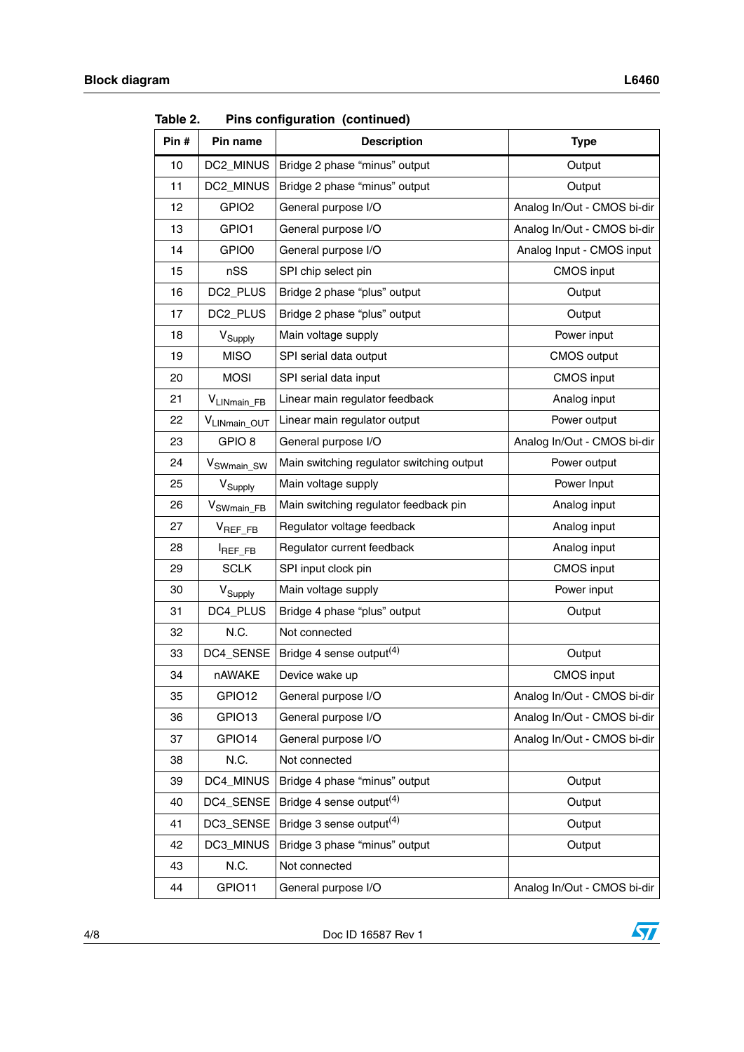Table 2. Pins configuration (continued)

| Pin # | Pin name | Description | Type |
|---|---|---|---|
| 10 | DC2_MINUS | Bridge 2 phase “minus” output | Output |
| 11 | DC2_MINUS | Bridge 2 phase “minus” output | Output |
| 12 | GPIO2 | General purpose I/O | Analog In/Out - CMOS bi-dir |
| 13 | GPIO1 | General purpose I/O | Analog In/Out - CMOS bi-dir |
| 14 | GPIO0 | General purpose I/O | Analog Input - CMOS input |
| 15 | nSS | SPI chip select pin | CMOS input |
| 16 | DC2_PLUS | Bridge 2 phase “plus” output | Output |
| 17 | DC2_PLUS | Bridge 2 phase “plus” output | Output |
| 18 | $V_{Supply}$ | Main voltage supply | Power input |
| 19 | MISO | SPI serial data output | CMOS output |
| 20 | MOSI | SPI serial data input | CMOS input |
| 21 | $V_{LINmain\_FB}$ | Linear main regulator feedback | Analog input |
| 22 | $V_{LINmain\_OUT}$ | Linear main regulator output | Power output |
| 23 | GPIO 8 | General purpose I/O | Analog In/Out - CMOS bi-dir |
| 24 | $V_{SWmain\_SW}$ | Main switching regulator switching output | Power output |
| 25 | $V_{Supply}$ | Main voltage supply | Power Input |
| 26 | $V_{SWmain\_FB}$ | Main switching regulator feedback pin | Analog input |
| 27 | $V_{REF\_FB}$ | Regulator voltage feedback | Analog input |
| 28 | $I_{REF\_FB}$ | Regulator current feedback | Analog input |
| 29 | SCLK | SPI input clock pin | CMOS input |
| 30 | $V_{Supply}$ | Main voltage supply | Power input |
| 31 | DC4_PLUS | Bridge 4 phase “plus” output | Output |
| 32 | N.C. | Not connected | |
| 33 | DC4_SENSE | Bridge 4 sense output(4) | Output |
| 34 | nAWAKE | Device wake up | CMOS input |
| 35 | GPIO12 | General purpose I/O | Analog In/Out - CMOS bi-dir |
| 36 | GPIO13 | General purpose I/O | Analog In/Out - CMOS bi-dir |
| 37 | GPIO14 | General purpose I/O | Analog In/Out - CMOS bi-dir |
| 38 | N.C. | Not connected | |
| 39 | DC4_MINUS | Bridge 4 phase “minus” output | Output |
| 40 | DC4_SENSE | Bridge 4 sense output(4) | Output |
| 41 | DC3_SENSE | Bridge 3 sense output(4) | Output |
| 42 | DC3_MINUS | Bridge 3 phase “minus” output | Output |
| 43 | N.C. | Not connected | |
| 44 | GPIO11 | General purpose I/O | Analog In/Out - CMOS bi-dir |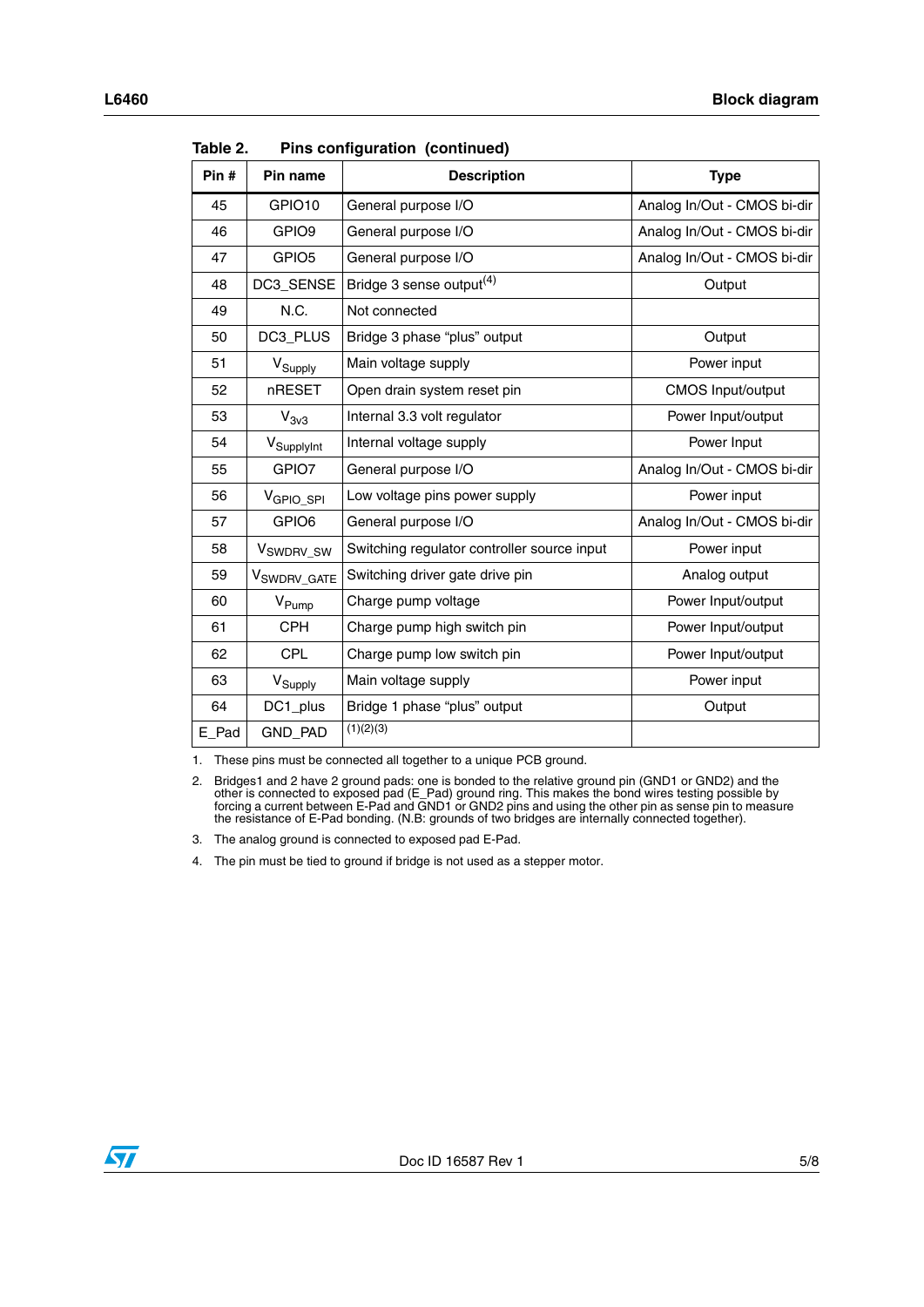Table 2. Pins configuration (continued)

| Pin # | Pin name | Description | Type |
|---|---|---|---|
| 45 | GPIO10 | General purpose I/O | Analog In/Out - CMOS bi-dir |
| 46 | GPIO9 | General purpose I/O | Analog In/Out - CMOS bi-dir |
| 47 | GPIO5 | General purpose I/O | Analog In/Out - CMOS bi-dir |
| 48 | DC3_SENSE | Bridge 3 sense output[4] | Output |
| 49 | N.C. | Not connected | |
| 50 | DC3_PLUS | Bridge 3 phase "plus" output | Output |
| 51 | $V_{Supply}$ | Main voltage supply | Power input |
| 52 | nRESET | Open drain system reset pin | CMOS Input/output |
| 53 | $V_{3v3}$ | Internal 3.3 volt regulator | Power Input/output |
| 54 | $V_{SupplyInt}$ | Internal voltage supply | Power Input |
| 55 | GPIO7 | General purpose I/O | Analog In/Out - CMOS bi-dir |
| 56 | $V_{GPIO\_SPI}$ | Low voltage pins power supply | Power input |
| 57 | GPIO6 | General purpose I/O | Analog In/Out - CMOS bi-dir |
| 58 | $V_{SWDRV\_SW}$ | Switching regulator controller source input | Power input |
| 59 | $V_{SWDRV\_GATE}$ | Switching driver gate drive pin | Analog output |
| 60 | $V_{Pump}$ | Charge pump voltage | Power Input/output |
| 61 | CPH | Charge pump high switch pin | Power Input/output |
| 62 | CPL | Charge pump low switch pin | Power Input/output |
| 63 | $V_{Supply}$ | Main voltage supply | Power input |
| 64 | DC1_plus | Bridge 1 phase "plus" output | Output |
| E_Pad | GND_PAD | [1][2][3] | |

1. These pins must be connected all together to a unique PCB ground.
2. Bridges1 and 2 have 2 ground pads: one is bonded to the relative ground pin (GND1 or GND2) and the other is connected to exposed pad (E_Pad) ground ring. This makes the bond wires testing possible by forcing a current between E-Pad and GND1 or GND2 pins and using the other pin as sense pin to measure the resistance of E-Pad bonding. (N.B: grounds of two bridges are internally connected together).
3. The analog ground is connected to exposed pad E-Pad.
4. The pin must be tied to ground if bridge is not used as a stepper motor.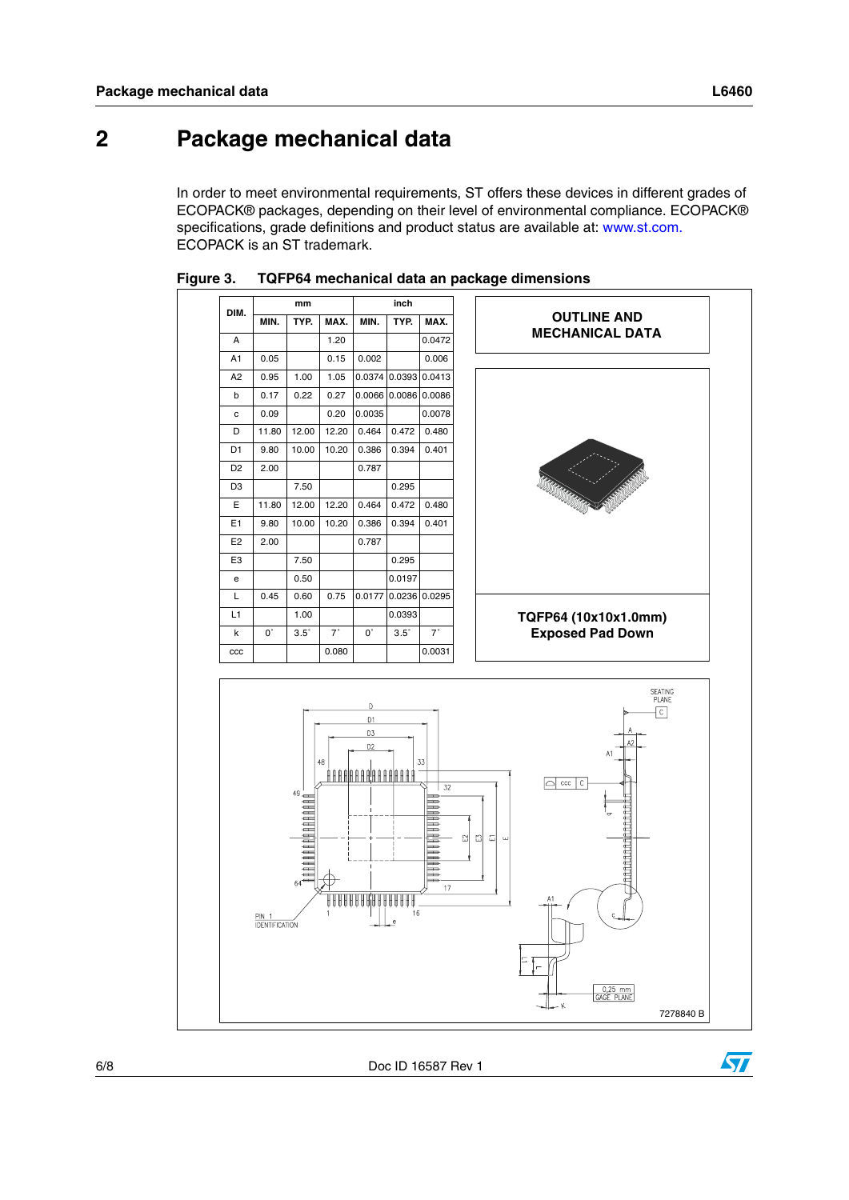# 2 Package mechanical data

In order to meet environmental requirements, ST offers these devices in different grades of ECOPACK® packages, depending on their level of environmental compliance. ECOPACK® specifications, grade definitions and product status are available at: www.st.com. ECOPACK is an ST trademark.

**Figure 3. TQFP64 mechanical data an package dimensions**

| DIM. | mm | | | inch | | |
|---|---|---|---|---|---|---|
| | MIN. | TYP. | MAX. | MIN. | TYP. | MAX. |
| A | | | 1.20 | | | 0.0472 |
| A1 | 0.05 | | 0.15 | 0.002 | | 0.006 |
| A2 | 0.95 | 1.00 | 1.05 | 0.0374 | 0.0393 | 0.0413 |
| b | 0.17 | 0.22 | 0.27 | 0.0066 | 0.0086 | 0.0086 |
| c | 0.09 | | 0.20 | 0.0035 | | 0.0078 |
| D | 11.80 | 12.00 | 12.20 | 0.464 | 0.472 | 0.480 |
| D1 | 9.80 | 10.00 | 10.20 | 0.386 | 0.394 | 0.401 |
| D2 | 2.00 | | | 0.787 | | |
| D3 | | 7.50 | | | 0.295 | |
| E | 11.80 | 12.00 | 12.20 | 0.464 | 0.472 | 0.480 |
| E1 | 9.80 | 10.00 | 10.20 | 0.386 | 0.394 | 0.401 |
| E2 | 2.00 | | | 0.787 | | |
| E3 | | 7.50 | | | 0.295 | |
| e | | 0.50 | | | 0.0197 | |
| L | 0.45 | 0.60 | 0.75 | 0.0177 | 0.0236 | 0.0295 |
| L1 | | 1.00 | | | 0.0393 | |
| k | 0° | 3.5° | 7° | 0° | 3.5° | 7° |
| ccc | | | 0.080 | | | 0.0031 |

**OUTLINE AND MECHANICAL DATA**

**TQFP64 (10x10x1.0mm) Exposed Pad Down**

7278840 B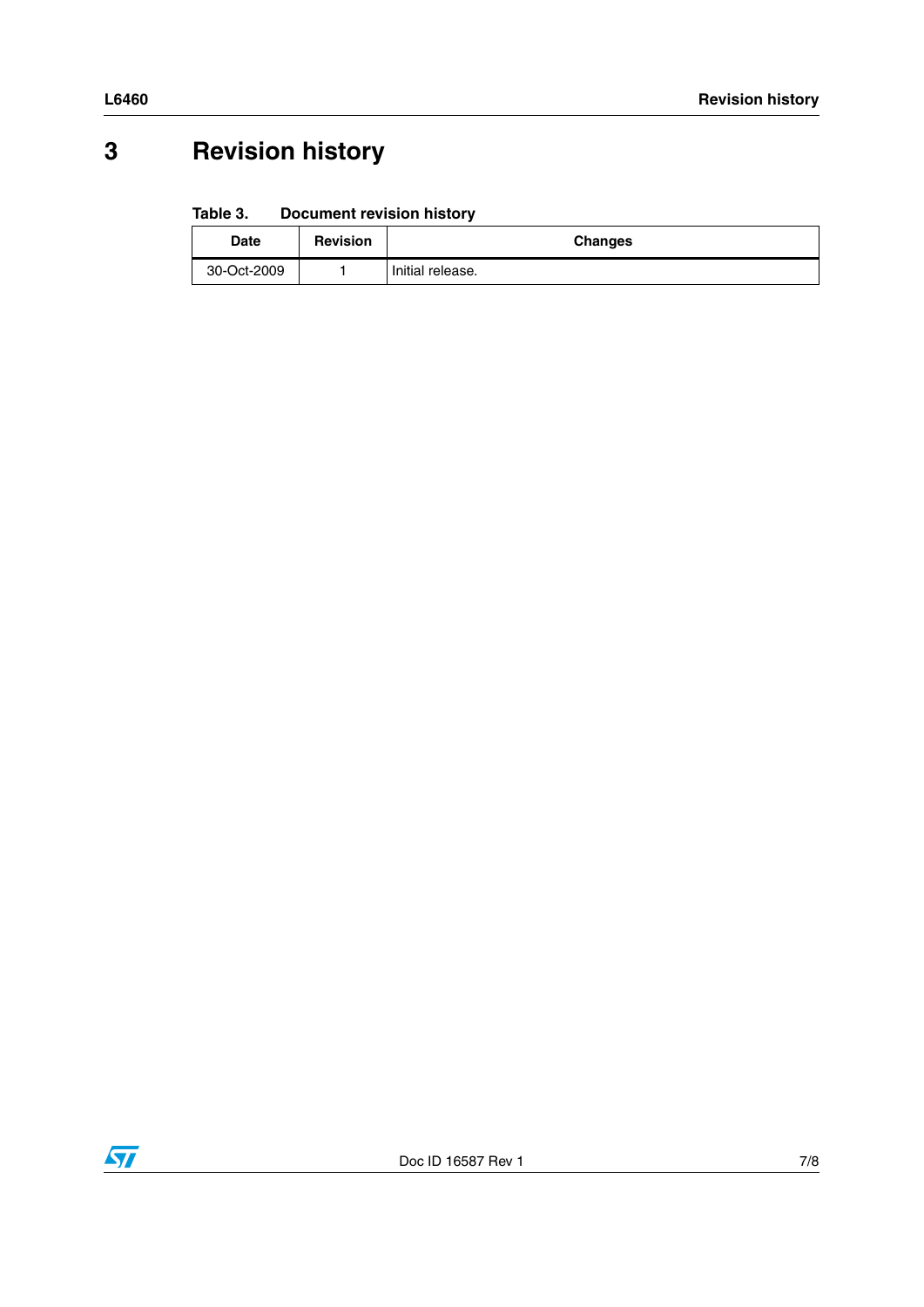# 3 Revision history

**Table 3. Document revision history**

| Date | Revision | Changes |
|---|---|---|
| 30-Oct-2009 | 1 | Initial release. |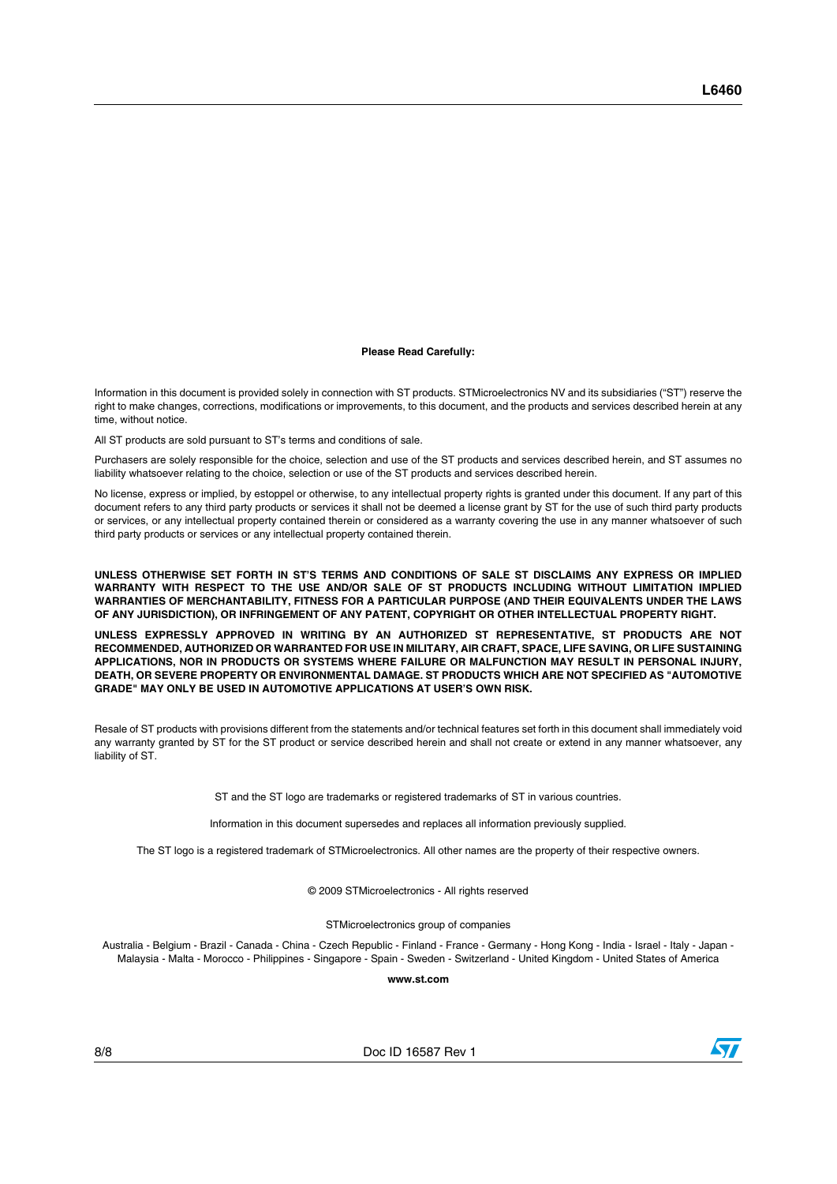**Please Read Carefully:**

Information in this document is provided solely in connection with ST products. STMicroelectronics NV and its subsidiaries ("ST") reserve the right to make changes, corrections, modifications or improvements, to this document, and the products and services described herein at any time, without notice.

All ST products are sold pursuant to ST's terms and conditions of sale.

Purchasers are solely responsible for the choice, selection and use of the ST products and services described herein, and ST assumes no liability whatsoever relating to the choice, selection or use of the ST products and services described herein.

No license, express or implied, by estoppel or otherwise, to any intellectual property rights is granted under this document. If any part of this document refers to any third party products or services it shall not be deemed a license grant by ST for the use of such third party products or services, or any intellectual property contained therein or considered as a warranty covering the use in any manner whatsoever of such third party products or services or any intellectual property contained therein.

**UNLESS OTHERWISE SET FORTH IN ST'S TERMS AND CONDITIONS OF SALE ST DISCLAIMS ANY EXPRESS OR IMPLIED WARRANTY WITH RESPECT TO THE USE AND/OR SALE OF ST PRODUCTS INCLUDING WITHOUT LIMITATION IMPLIED WARRANTIES OF MERCHANTABILITY, FITNESS FOR A PARTICULAR PURPOSE (AND THEIR EQUIVALENTS UNDER THE LAWS OF ANY JURISDICTION), OR INFRINGEMENT OF ANY PATENT, COPYRIGHT OR OTHER INTELLECTUAL PROPERTY RIGHT.**

**UNLESS EXPRESSLY APPROVED IN WRITING BY AN AUTHORIZED ST REPRESENTATIVE, ST PRODUCTS ARE NOT RECOMMENDED, AUTHORIZED OR WARRANTED FOR USE IN MILITARY, AIR CRAFT, SPACE, LIFE SAVING, OR LIFE SUSTAINING APPLICATIONS, NOR IN PRODUCTS OR SYSTEMS WHERE FAILURE OR MALFUNCTION MAY RESULT IN PERSONAL INJURY, DEATH, OR SEVERE PROPERTY OR ENVIRONMENTAL DAMAGE. ST PRODUCTS WHICH ARE NOT SPECIFIED AS "AUTOMOTIVE GRADE" MAY ONLY BE USED IN AUTOMOTIVE APPLICATIONS AT USER'S OWN RISK.**

Resale of ST products with provisions different from the statements and/or technical features set forth in this document shall immediately void any warranty granted by ST for the ST product or service described herein and shall not create or extend in any manner whatsoever, any liability of ST.

ST and the ST logo are trademarks or registered trademarks of ST in various countries.

Information in this document supersedes and replaces all information previously supplied.

The ST logo is a registered trademark of STMicroelectronics. All other names are the property of their respective owners.

© 2009 STMicroelectronics - All rights reserved

STMicroelectronics group of companies

Australia - Belgium - Brazil - Canada - China - Czech Republic - Finland - France - Germany - Hong Kong - India - Israel - Italy - Japan - Malaysia - Malta - Morocco - Philippines - Singapore - Spain - Sweden - Switzerland - United Kingdom - United States of America

**www.st.com**